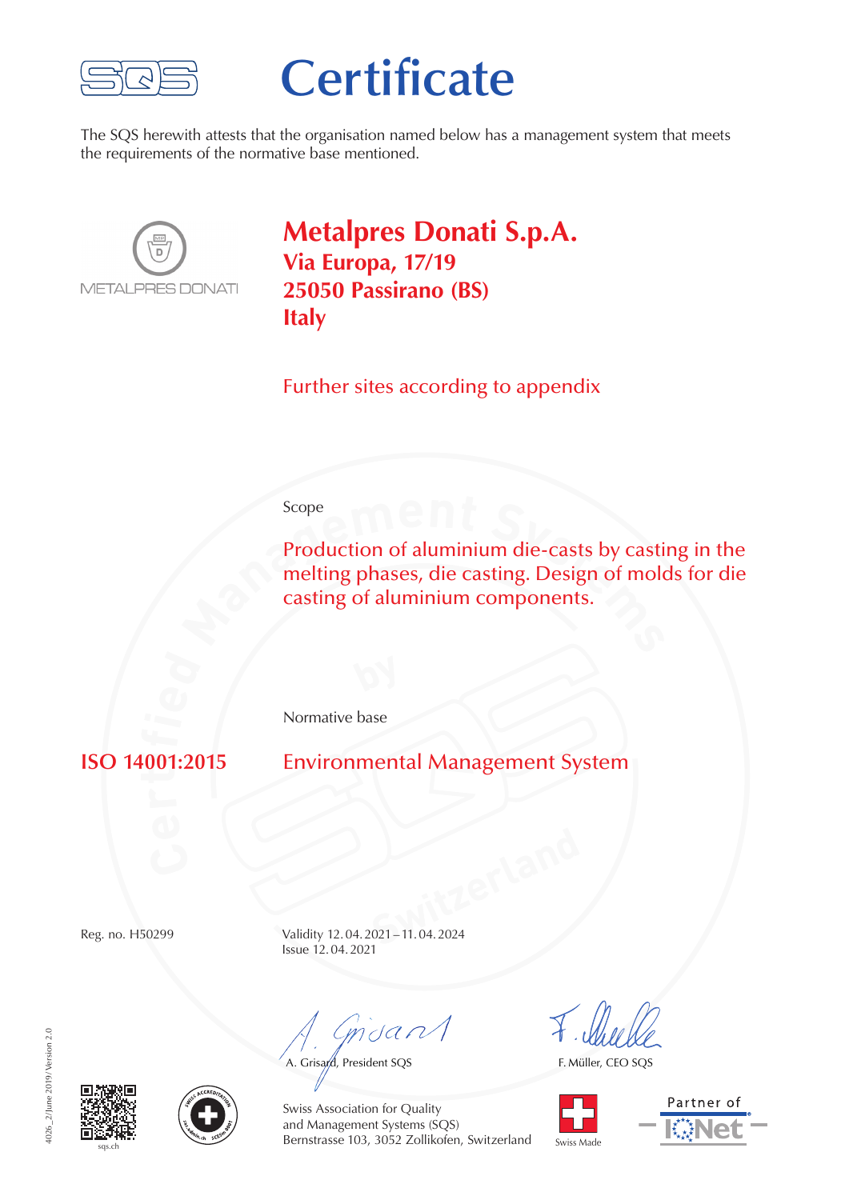# Certificate

The SQS herewith attests that the organisation named below has a management system that meets the requirements of the normative base mentioned.

METALPRES DONATI

## Metalpres Donati S.p.A.

**Via Europa, 17/19**
**25050 Passirano (BS)**
**Italy**

Further sites according to appendix

Scope

Production of aluminium die-casts by casting in the melting phases, die casting. Design of molds for die casting of aluminium components.

Normative base

**ISO 14001:2015** Environmental Management System

Reg. no. H50299

Validity 12.04.2021 – 11.04.2024
Issue 12.04.2021

A. Grisard, President SQS

F. Müller, CEO SQS

Swiss Association for Quality
and Management Systems (SQS)
Bernstrasse 103, 3052 Zollikofen, Switzerland

sqs.ch

Swiss Made

Partner of IQNet

4026_2/June 2019/Version 2.0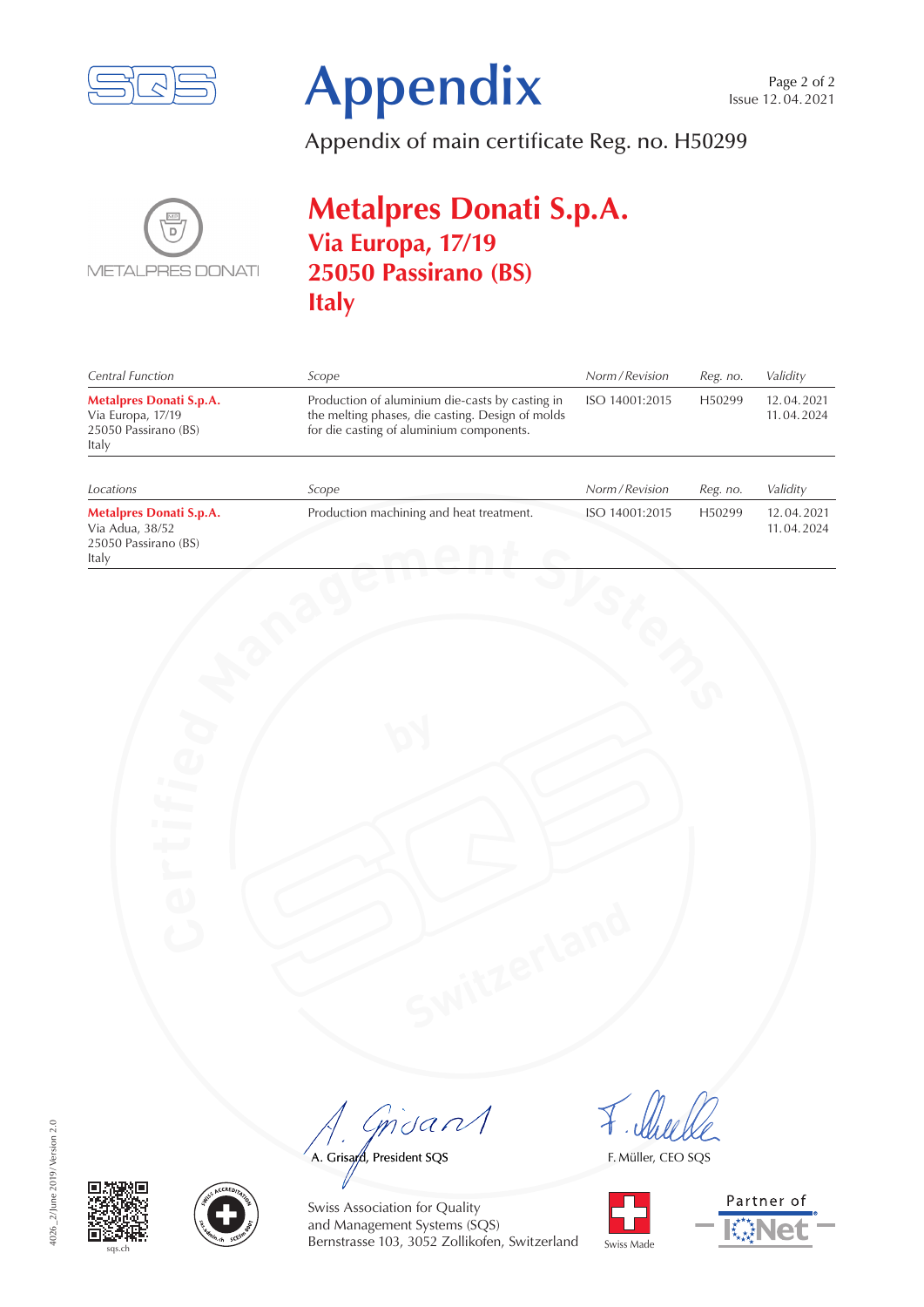# Appendix

Appendix of main certificate Reg. no. H50299

Issue 12.04.2021

## Metalpres Donati S.p.A.

### Via Europa, 17/19
### 25050 Passirano (BS)
### Italy

| *Central Function* | *Scope* | *Norm / Revision* | *Reg. no.* | *Validity* |
|---|---|---|---|---|
| **Metalpres Donati S.p.A.** Via Europa, 17/19 25050 Passirano (BS) Italy | Production of aluminium die-casts by casting in the melting phases, die casting. Design of molds for die casting of aluminium components. | ISO 14001:2015 | H50299 | 12.04.2021 11.04.2024 |

| *Locations* | *Scope* | *Norm / Revision* | *Reg. no.* | *Validity* |
|---|---|---|---|---|
| **Metalpres Donati S.p.A.** Via Adua, 38/52 25050 Passirano (BS) Italy | Production machining and heat treatment. | ISO 14001:2015 | H50299 | 12.04.2021 11.04.2024 |

A. Grisard, President SQS

F. Müller, CEO SQS

Swiss Association for Quality and Management Systems (SQS)
Bernstrasse 103, 3052 Zollikofen, Switzerland

sqs.ch

Swiss Made

Partner of IQNet

4026_2/June 2019/Version 2.0